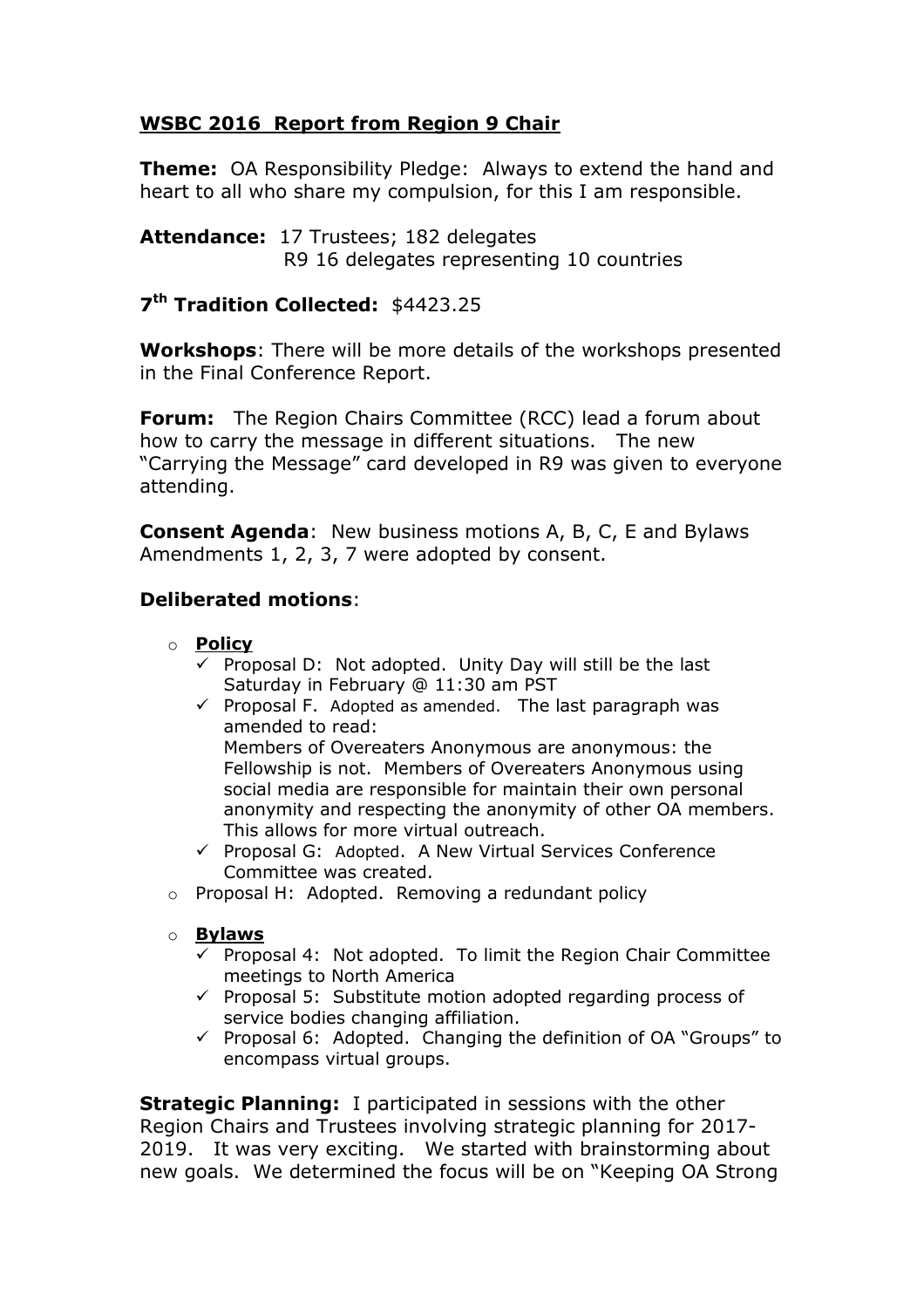## WSBC 2016 Report from Region 9 Chair

**Theme:** OA Responsibility Pledge: Always to extend the hand and heart to all who share my compulsion, for this I am responsible.

**Attendance:** 17 Trustees; 182 delegates
R9 16 delegates representing 10 countries

**7th Tradition Collected:** $4423.25

**Workshops**: There will be more details of the workshops presented in the Final Conference Report.

**Forum:** The Region Chairs Committee (RCC) lead a forum about how to carry the message in different situations. The new "Carrying the Message" card developed in R9 was given to everyone attending.

**Consent Agenda**: New business motions A, B, C, E and Bylaws Amendments 1, 2, 3, 7 were adopted by consent.

**Deliberated motions**:

- **Policy**
  - ✓ Proposal D: Not adopted. Unity Day will still be the last Saturday in February @ 11:30 am PST
  - ✓ Proposal F. Adopted as amended. The last paragraph was amended to read:
    Members of Overeaters Anonymous are anonymous: the Fellowship is not. Members of Overeaters Anonymous using social media are responsible for maintain their own personal anonymity and respecting the anonymity of other OA members. This allows for more virtual outreach.
  - ✓ Proposal G: Adopted. A New Virtual Services Conference Committee was created.
- Proposal H: Adopted. Removing a redundant policy
- **Bylaws**
  - ✓ Proposal 4: Not adopted. To limit the Region Chair Committee meetings to North America
  - ✓ Proposal 5: Substitute motion adopted regarding process of service bodies changing affiliation.
  - ✓ Proposal 6: Adopted. Changing the definition of OA "Groups" to encompass virtual groups.

**Strategic Planning:** I participated in sessions with the other Region Chairs and Trustees involving strategic planning for 2017-2019. It was very exciting. We started with brainstorming about new goals. We determined the focus will be on "Keeping OA Strong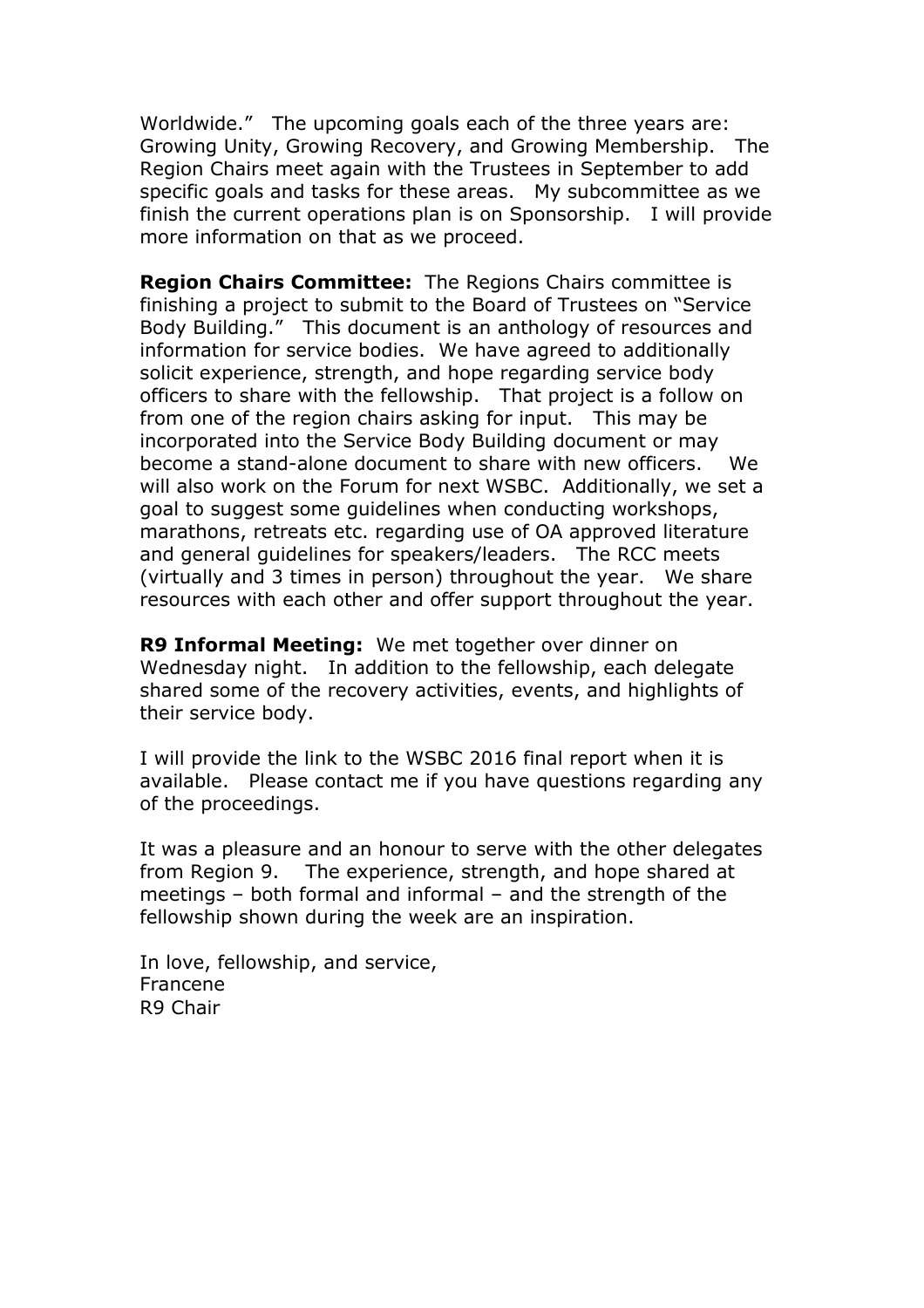Worldwide." The upcoming goals each of the three years are: Growing Unity, Growing Recovery, and Growing Membership. The Region Chairs meet again with the Trustees in September to add specific goals and tasks for these areas. My subcommittee as we finish the current operations plan is on Sponsorship. I will provide more information on that as we proceed.

**Region Chairs Committee:** The Regions Chairs committee is finishing a project to submit to the Board of Trustees on "Service Body Building." This document is an anthology of resources and information for service bodies. We have agreed to additionally solicit experience, strength, and hope regarding service body officers to share with the fellowship. That project is a follow on from one of the region chairs asking for input. This may be incorporated into the Service Body Building document or may become a stand-alone document to share with new officers. We will also work on the Forum for next WSBC. Additionally, we set a goal to suggest some guidelines when conducting workshops, marathons, retreats etc. regarding use of OA approved literature and general guidelines for speakers/leaders. The RCC meets (virtually and 3 times in person) throughout the year. We share resources with each other and offer support throughout the year.

**R9 Informal Meeting:** We met together over dinner on Wednesday night. In addition to the fellowship, each delegate shared some of the recovery activities, events, and highlights of their service body.

I will provide the link to the WSBC 2016 final report when it is available. Please contact me if you have questions regarding any of the proceedings.

It was a pleasure and an honour to serve with the other delegates from Region 9. The experience, strength, and hope shared at meetings – both formal and informal – and the strength of the fellowship shown during the week are an inspiration.

In love, fellowship, and service,
Francene
R9 Chair